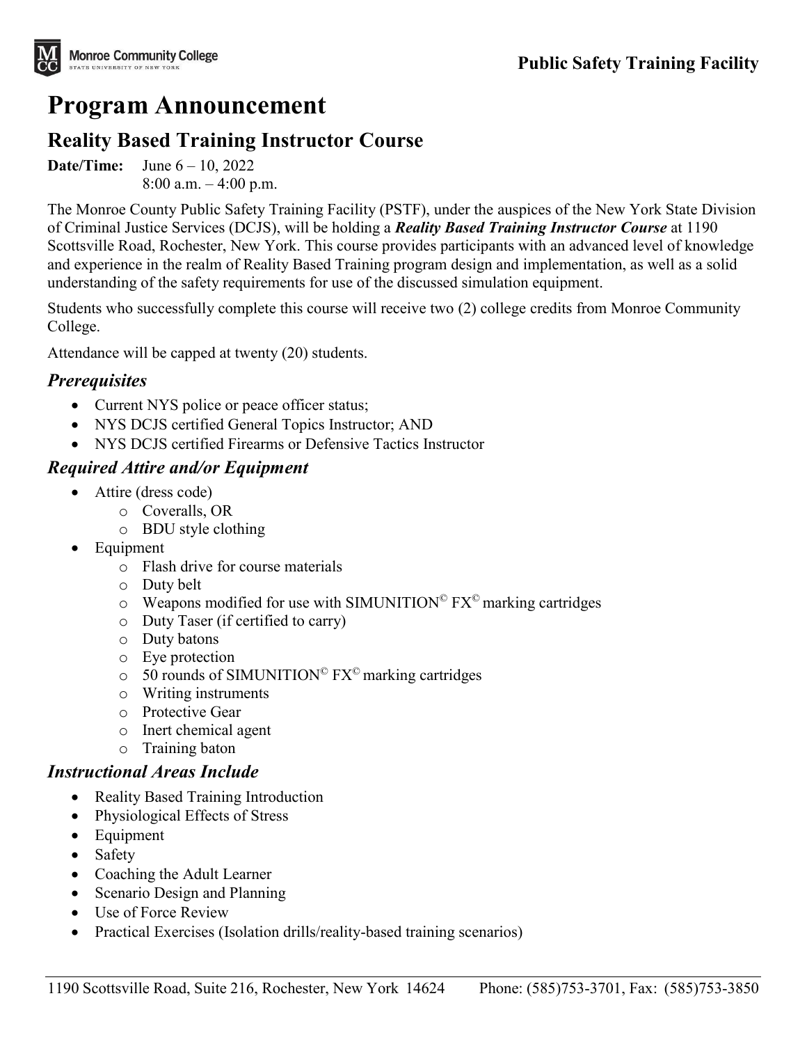Monroe Community College
STATE UNIVERSITY OF NEW YORK

**Public Safety Training Facility**

# Program Announcement

## Reality Based Training Instructor Course

**Date/Time:** June 6 – 10, 2022
8:00 a.m. – 4:00 p.m.

The Monroe County Public Safety Training Facility (PSTF), under the auspices of the New York State Division of Criminal Justice Services (DCJS), will be holding a ***Reality Based Training Instructor Course*** at 1190 Scottsville Road, Rochester, New York. This course provides participants with an advanced level of knowledge and experience in the realm of Reality Based Training program design and implementation, as well as a solid understanding of the safety requirements for use of the discussed simulation equipment.

Students who successfully complete this course will receive two (2) college credits from Monroe Community College.

Attendance will be capped at twenty (20) students.

### *Prerequisites*

- Current NYS police or peace officer status;
- NYS DCJS certified General Topics Instructor; AND
- NYS DCJS certified Firearms or Defensive Tactics Instructor

### *Required Attire and/or Equipment*

- Attire (dress code)
  - Coveralls, OR
  - BDU style clothing
- Equipment
  - Flash drive for course materials
  - Duty belt
  - Weapons modified for use with SIMUNITION© FX© marking cartridges
  - Duty Taser (if certified to carry)
  - Duty batons
  - Eye protection
  - 50 rounds of SIMUNITION© FX© marking cartridges
  - Writing instruments
  - Protective Gear
  - Inert chemical agent
  - Training baton

### *Instructional Areas Include*

- Reality Based Training Introduction
- Physiological Effects of Stress
- Equipment
- Safety
- Coaching the Adult Learner
- Scenario Design and Planning
- Use of Force Review
- Practical Exercises (Isolation drills/reality-based training scenarios)

1190 Scottsville Road, Suite 216, Rochester, New York 14624 Phone: (585)753-3701, Fax: (585)753-3850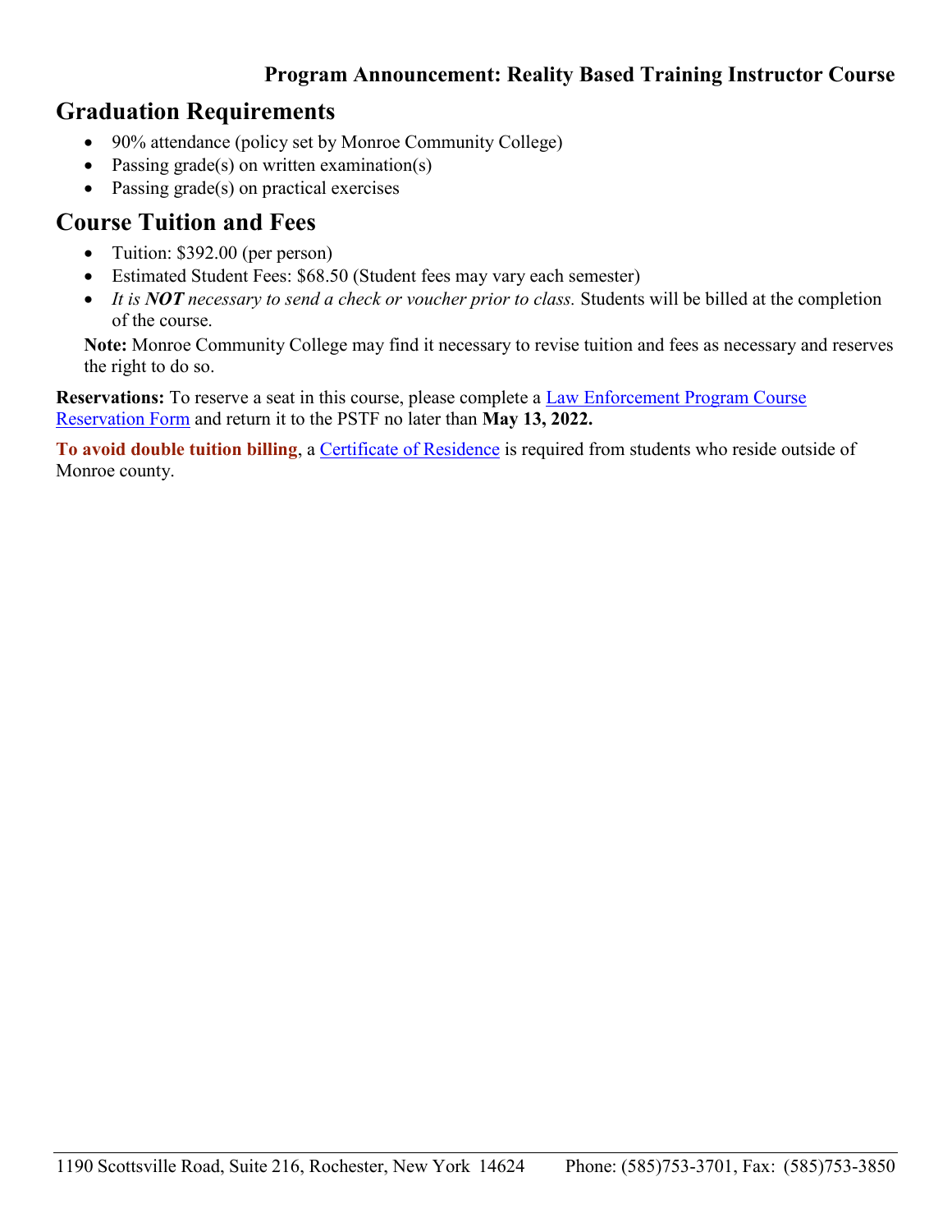## Graduation Requirements

- 90% attendance (policy set by Monroe Community College)
- Passing grade(s) on written examination(s)
- Passing grade(s) on practical exercises

## Course Tuition and Fees

- Tuition: $392.00 (per person)
- Estimated Student Fees: $68.50 (Student fees may vary each semester)
- *It is **NOT** necessary to send a check or voucher prior to class.* Students will be billed at the completion of the course.

**Note:** Monroe Community College may find it necessary to revise tuition and fees as necessary and reserves the right to do so.

**Reservations:** To reserve a seat in this course, please complete a Law Enforcement Program Course Reservation Form and return it to the PSTF no later than **May 13, 2022.**

**To avoid double tuition billing**, a Certificate of Residence is required from students who reside outside of Monroe county.